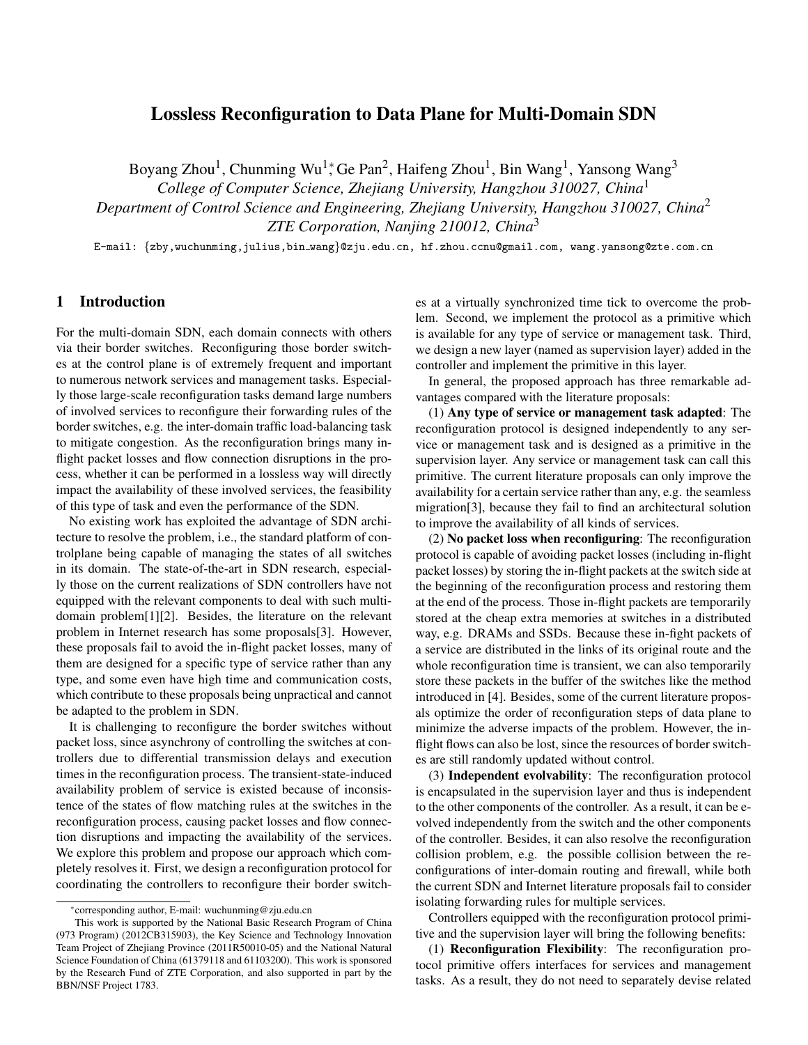# Lossless Reconfiguration to Data Plane for Multi-Domain SDN

Boyang Zhou[1], Chunming Wu[1]*, Ge Pan[2], Haifeng Zhou[1], Bin Wang[1], Yansong Wang[3]

*College of Computer Science, Zhejiang University, Hangzhou 310027, China*[1]

*Department of Control Science and Engineering, Zhejiang University, Hangzhou 310027, China*[2]

*ZTE Corporation, Nanjing 210012, China*[3]

E-mail: {zby,wuchunming,julius,bin_wang}@zju.edu.cn, hf.zhou.ccnu@gmail.com, wang.yansong@zte.com.cn

## 1 Introduction

For the multi-domain SDN, each domain connects with others via their border switches. Reconfiguring those border switches at the control plane is of extremely frequent and important to numerous network services and management tasks. Especially those large-scale reconfiguration tasks demand large numbers of involved services to reconfigure their forwarding rules of the border switches, e.g. the inter-domain traffic load-balancing task to mitigate congestion. As the reconfiguration brings many inflight packet losses and flow connection disruptions in the process, whether it can be performed in a lossless way will directly impact the availability of these involved services, the feasibility of this type of task and even the performance of the SDN.

No existing work has exploited the advantage of SDN architecture to resolve the problem, i.e., the standard platform of controlplane being capable of managing the states of all switches in its domain. The state-of-the-art in SDN research, especially those on the current realizations of SDN controllers have not equipped with the relevant components to deal with such multidomain problem[1][2]. Besides, the literature on the relevant problem in Internet research has some proposals[3]. However, these proposals fail to avoid the in-flight packet losses, many of them are designed for a specific type of service rather than any type, and some even have high time and communication costs, which contribute to these proposals being unpractical and cannot be adapted to the problem in SDN.

It is challenging to reconfigure the border switches without packet loss, since asynchrony of controlling the switches at controllers due to differential transmission delays and execution times in the reconfiguration process. The transient-state-induced availability problem of service is existed because of inconsistence of the states of flow matching rules at the switches in the reconfiguration process, causing packet losses and flow connection disruptions and impacting the availability of the services. We explore this problem and propose our approach which completely resolves it. First, we design a reconfiguration protocol for coordinating the controllers to reconfigure their border switches at a virtually synchronized time tick to overcome the problem. Second, we implement the protocol as a primitive which is available for any type of service or management task. Third, we design a new layer (named as supervision layer) added in the controller and implement the primitive in this layer.

In general, the proposed approach has three remarkable advantages compared with the literature proposals:

(1) **Any type of service or management task adapted**: The reconfiguration protocol is designed independently to any service or management task and is designed as a primitive in the supervision layer. Any service or management task can call this primitive. The current literature proposals can only improve the availability for a certain service rather than any, e.g. the seamless migration[3], because they fail to find an architectural solution to improve the availability of all kinds of services.

(2) **No packet loss when reconfiguring**: The reconfiguration protocol is capable of avoiding packet losses (including in-flight packet losses) by storing the in-flight packets at the switch side at the beginning of the reconfiguration process and restoring them at the end of the process. Those in-flight packets are temporarily stored at the cheap extra memories at switches in a distributed way, e.g. DRAMs and SSDs. Because these in-fight packets of a service are distributed in the links of its original route and the whole reconfiguration time is transient, we can also temporarily store these packets in the buffer of the switches like the method introduced in [4]. Besides, some of the current literature proposals optimize the order of reconfiguration steps of data plane to minimize the adverse impacts of the problem. However, the inflight flows can also be lost, since the resources of border switches are still randomly updated without control.

(3) **Independent evolvability**: The reconfiguration protocol is encapsulated in the supervision layer and thus is independent to the other components of the controller. As a result, it can be evolved independently from the switch and the other components of the controller. Besides, it can also resolve the reconfiguration collision problem, e.g. the possible collision between the reconfigurations of inter-domain routing and firewall, while both the current SDN and Internet literature proposals fail to consider isolating forwarding rules for multiple services.

Controllers equipped with the reconfiguration protocol primitive and the supervision layer will bring the following benefits:

(1) **Reconfiguration Flexibility**: The reconfiguration protocol primitive offers interfaces for services and management tasks. As a result, they do not need to separately devise related

---

*corresponding author, E-mail: wuchunming@zju.edu.cn

This work is supported by the National Basic Research Program of China (973 Program) (2012CB315903), the Key Science and Technology Innovation Team Project of Zhejiang Province (2011R50010-05) and the National Natural Science Foundation of China (61379118 and 61103200). This work is sponsored by the Research Fund of ZTE Corporation, and also supported in part by the BBN/NSF Project 1783.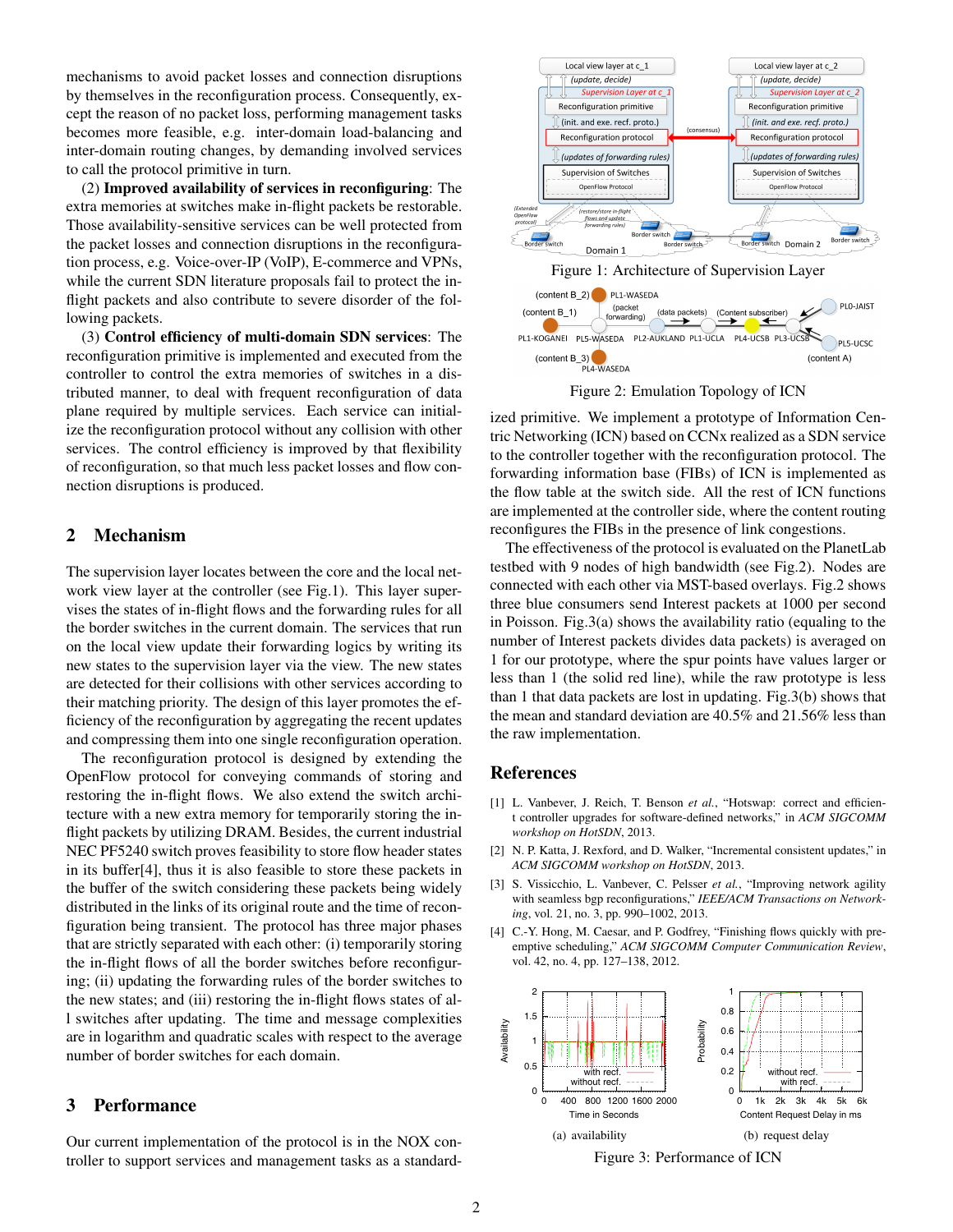mechanisms to avoid packet losses and connection disruptions by themselves in the reconfiguration process. Consequently, except the reason of no packet loss, performing management tasks becomes more feasible, e.g. inter-domain load-balancing and inter-domain routing changes, by demanding involved services to call the protocol primitive in turn.

(2) **Improved availability of services in reconfiguring**: The extra memories at switches make in-flight packets be restorable. Those availability-sensitive services can be well protected from the packet losses and connection disruptions in the reconfiguration process, e.g. Voice-over-IP (VoIP), E-commerce and VPNs, while the current SDN literature proposals fail to protect the in-flight packets and also contribute to severe disorder of the following packets.

(3) **Control efficiency of multi-domain SDN services**: The reconfiguration primitive is implemented and executed from the controller to control the extra memories of switches in a distributed manner, to deal with frequent reconfiguration of data plane required by multiple services. Each service can initialize the reconfiguration protocol without any collision with other services. The control efficiency is improved by that flexibility of reconfiguration, so that much less packet losses and flow connection disruptions is produced.

## 2 Mechanism

The supervision layer locates between the core and the local network view layer at the controller (see Fig.1). This layer supervises the states of in-flight flows and the forwarding rules for all the border switches in the current domain. The services that run on the local view update their forwarding logics by writing its new states to the supervision layer via the view. The new states are detected for their collisions with other services according to their matching priority. The design of this layer promotes the efficiency of the reconfiguration by aggregating the recent updates and compressing them into one single reconfiguration operation.

The reconfiguration protocol is designed by extending the OpenFlow protocol for conveying commands of storing and restoring the in-flight flows. We also extend the switch architecture with a new extra memory for temporarily storing the in-flight packets by utilizing DRAM. Besides, the current industrial NEC PF5240 switch proves feasibility to store flow header states in its buffer[4], thus it is also feasible to store these packets in the buffer of the switch considering these packets being widely distributed in the links of its original route and the time of reconfiguration being transient. The protocol has three major phases that are strictly separated with each other: (i) temporarily storing the in-flight flows of all the border switches before reconfiguring; (ii) updating the forwarding rules of the border switches to the new states; and (iii) restoring the in-flight flows states of all switches after updating. The time and message complexities are in logarithm and quadratic scales with respect to the average number of border switches for each domain.

## 3 Performance

Our current implementation of the protocol is in the NOX controller to support services and management tasks as a standardized primitive. We implement a prototype of Information Centric Networking (ICN) based on CCNx realized as a SDN service to the controller together with the reconfiguration protocol. The forwarding information base (FIBs) of ICN is implemented as the flow table at the switch side. All the rest of ICN functions are implemented at the controller side, where the content routing reconfigures the FIBs in the presence of link congestions.

The effectiveness of the protocol is evaluated on the PlanetLab testbed with 9 nodes of high bandwidth (see Fig.2). Nodes are connected with each other via MST-based overlays. Fig.2 shows three blue consumers send Interest packets at 1000 per second in Poisson. Fig.3(a) shows the availability ratio (equaling to the number of Interest packets divides data packets) is averaged on 1 for our prototype, where the spur points have values larger or less than 1 (the solid red line), while the raw prototype is less than 1 that data packets are lost in updating. Fig.3(b) shows that the mean and standard deviation are 40.5% and 21.56% less than the raw implementation.

Local view layer at c_1
(update, decide)
Supervision Layer at c_1
Reconfiguration primitive
(init. and exe. recf. proto.)
Reconfiguration protocol
(updates of forwarding rules)
Supervision of Switches
OpenFlow Protocol
(consensus)
Local view layer at c_2
(update, decide)
Supervision Layer at c_2
Reconfiguration primitive
(init. and exe. recf. proto.)
Reconfiguration protocol
(updates of forwarding rules)
Supervision of Switches
OpenFlow Protocol
(Extended OpenFlow protocol)
(restore/store in-flight flows and update forwarding rules)
Border switch
Border switch
Border switch
Domain 1
Border switch
Domain 2
Border switch

Figure 1: Architecture of Supervision Layer

(content B_2) PL1-WASEDA
(content B_1) (packet forwarding) (data packets) (Content subscriber) PL0-JAIST
PL1-KOGANEI PL5-WASEDA PL2-AUKLAND PL1-UCLA PL4-UCSB PL3-UCSB PL5-UCSC
(content B_3) PL4-WASEDA (content A)

Figure 2: Emulation Topology of ICN

Availability
2
1.5
1
0.5
0
0 400 800 1200 1600 2000
Time in Seconds
with recf.
without recf.

(a) availability

Probability
1
0.8
0.6
0.4
0.2
0
0 1k 2k 3k 4k 5k 6k
Content Request Delay in ms
without recf.
with recf.

(b) request delay

Figure 3: Performance of ICN

## References

[1] L. Vanbever, J. Reich, T. Benson *et al.*, "Hotswap: correct and efficient controller upgrades for software-defined networks," in *ACM SIGCOMM workshop on HotSDN*, 2013.

[2] N. P. Katta, J. Rexford, and D. Walker, "Incremental consistent updates," in *ACM SIGCOMM workshop on HotSDN*, 2013.

[3] S. Vissicchio, L. Vanbever, C. Pelsser *et al.*, "Improving network agility with seamless bgp reconfigurations," *IEEE/ACM Transactions on Networking*, vol. 21, no. 3, pp. 990–1002, 2013.

[4] C.-Y. Hong, M. Caesar, and P. Godfrey, "Finishing flows quickly with preemptive scheduling," *ACM SIGCOMM Computer Communication Review*, vol. 42, no. 4, pp. 127–138, 2012.